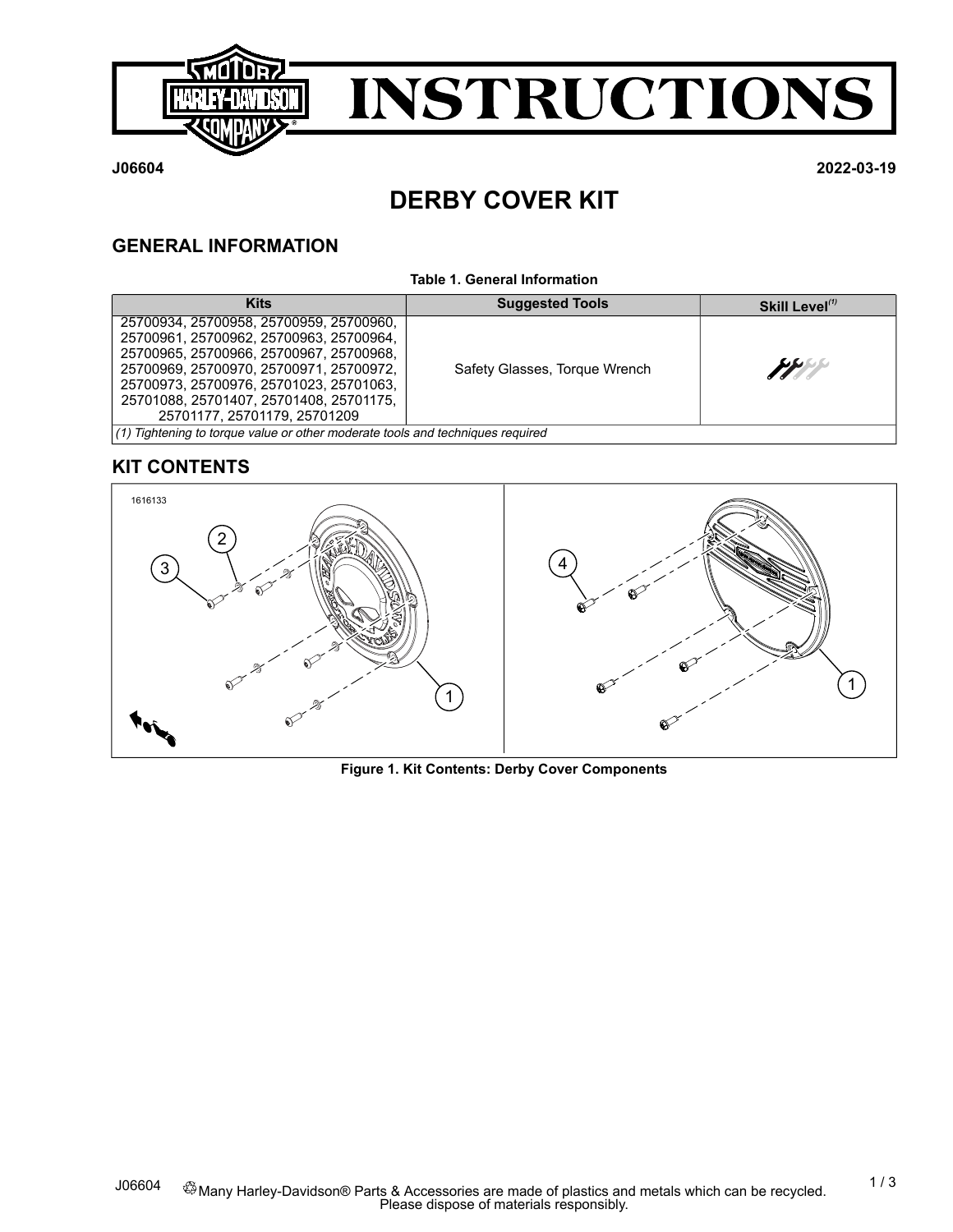# INSTRUCTIONS

**J06604** **2022-03-19**

# DERBY COVER KIT

## GENERAL INFORMATION

**Table 1. General Information**

| Kits | Suggested Tools | Skill Level[(1)] |
|---|---|---|
| 25700934, 25700958, 25700959, 25700960, 25700961, 25700962, 25700963, 25700964, 25700965, 25700966, 25700967, 25700968, 25700969, 25700970, 25700971, 25700972, 25700973, 25700976, 25701023, 25701063, 25701088, 25701407, 25701408, 25701175, 25701177, 25701179, 25701209 | Safety Glasses, Torque Wrench | |
| *(1) Tightening to torque value or other moderate tools and techniques required* | | |

## KIT CONTENTS

**Figure 1. Kit Contents: Derby Cover Components**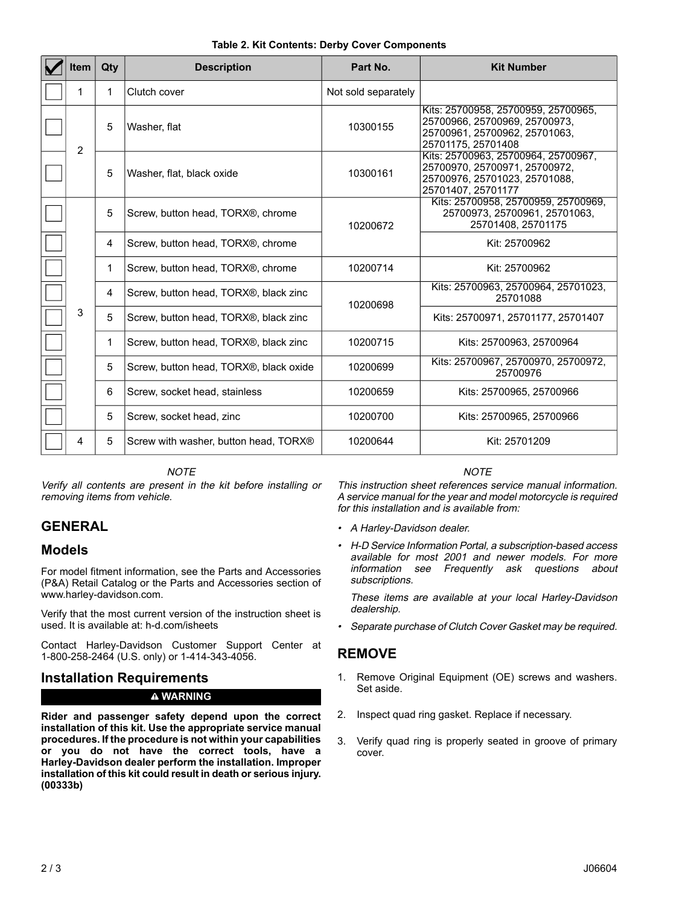**Table 2. Kit Contents: Derby Cover Components**

| ☑ | Item | Qty | Description | Part No. | Kit Number |
|---|---|---|---|---|---|
| ☐ | 1 | 1 | Clutch cover | Not sold separately | |
| ☐ | 2 | 5 | Washer, flat | 10300155 | Kits: 25700958, 25700959, 25700965, 25700966, 25700969, 25700973, 25700961, 25700962, 25701063, 25701175, 25701408 |
| ☐ | | 5 | Washer, flat, black oxide | 10300161 | Kits: 25700963, 25700964, 25700967, 25700970, 25700971, 25700972, 25700976, 25701023, 25701088, 25701407, 25701177 |
| ☐ | 3 | 5 | Screw, button head, TORX®, chrome | 10200672 | Kits: 25700958, 25700959, 25700969, 25700973, 25700961, 25701063, 25701408, 25701175 |
| ☐ | | 4 | Screw, button head, TORX®, chrome | | Kit: 25700962 |
| ☐ | | 1 | Screw, button head, TORX®, chrome | 10200714 | Kit: 25700962 |
| ☐ | | 4 | Screw, button head, TORX®, black zinc | 10200698 | Kits: 25700963, 25700964, 25701023, 25701088 |
| ☐ | | 5 | Screw, button head, TORX®, black zinc | | Kits: 25700971, 25701177, 25701407 |
| ☐ | | 1 | Screw, button head, TORX®, black zinc | 10200715 | Kits: 25700963, 25700964 |
| ☐ | | 5 | Screw, button head, TORX®, black oxide | 10200699 | Kits: 25700967, 25700970, 25700972, 25700976 |
| ☐ | | 6 | Screw, socket head, stainless | 10200659 | Kits: 25700965, 25700966 |
| ☐ | | 5 | Screw, socket head, zinc | 10200700 | Kits: 25700965, 25700966 |
| ☐ | 4 | 5 | Screw with washer, button head, TORX® | 10200644 | Kit: 25701209 |

*NOTE*

*Verify all contents are present in the kit before installing or removing items from vehicle.*

## GENERAL

## Models

For model fitment information, see the Parts and Accessories (P&A) Retail Catalog or the Parts and Accessories section of www.harley-davidson.com.

Verify that the most current version of the instruction sheet is used. It is available at: h-d.com/isheets

Contact Harley-Davidson Customer Support Center at 1-800-258-2464 (U.S. only) or 1-414-343-4056.

## Installation Requirements

**⚠ WARNING**

**Rider and passenger safety depend upon the correct installation of this kit. Use the appropriate service manual procedures. If the procedure is not within your capabilities or you do not have the correct tools, have a Harley-Davidson dealer perform the installation. Improper installation of this kit could result in death or serious injury. (00333b)**

*NOTE*

*This instruction sheet references service manual information. A service manual for the year and model motorcycle is required for this installation and is available from:*

- *A Harley-Davidson dealer.*
- *H-D Service Information Portal, a subscription-based access available for most 2001 and newer models. For more information see Frequently ask questions about subscriptions.*

  *These items are available at your local Harley-Davidson dealership.*
- *Separate purchase of Clutch Cover Gasket may be required.*

## REMOVE

1. Remove Original Equipment (OE) screws and washers. Set aside.
2. Inspect quad ring gasket. Replace if necessary.
3. Verify quad ring is properly seated in groove of primary cover.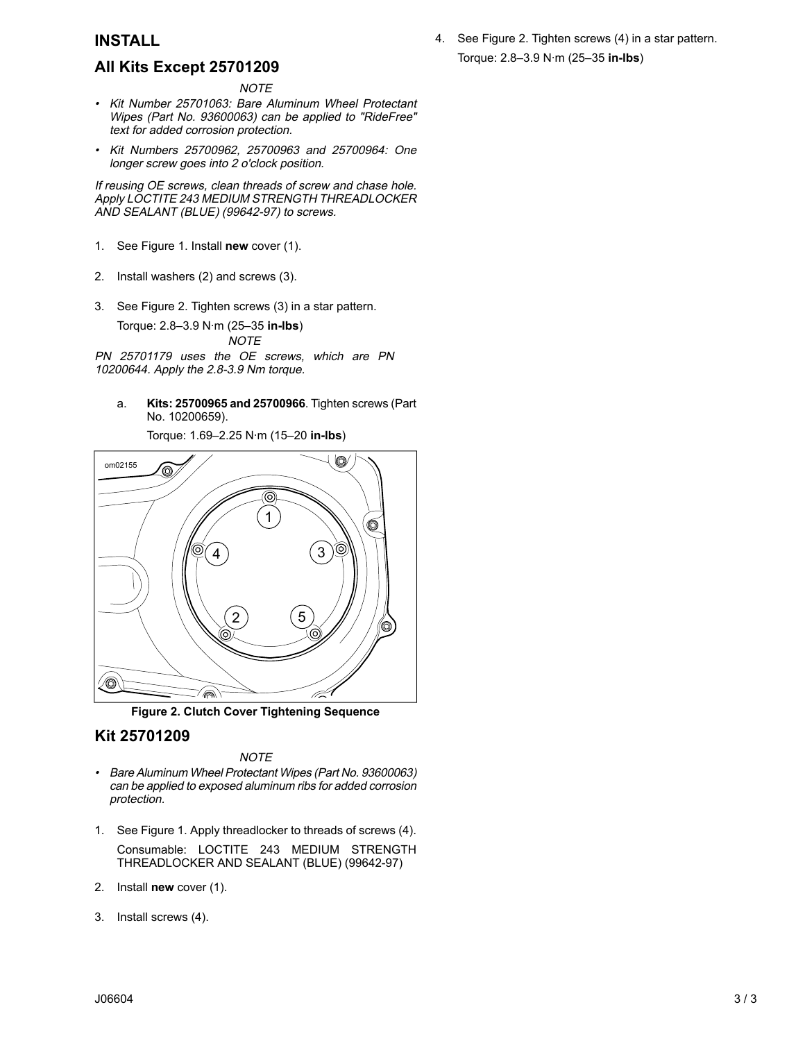## INSTALL

### All Kits Except 25701209

*NOTE*

- *Kit Number 25701063: Bare Aluminum Wheel Protectant Wipes (Part No. 93600063) can be applied to "RideFree" text for added corrosion protection.*
- *Kit Numbers 25700962, 25700963 and 25700964: One longer screw goes into 2 o'clock position.*

*If reusing OE screws, clean threads of screw and chase hole. Apply LOCTITE 243 MEDIUM STRENGTH THREADLOCKER AND SEALANT (BLUE) (99642-97) to screws.*

1. See Figure 1. Install **new** cover (1).
2. Install washers (2) and screws (3).
3. See Figure 2. Tighten screws (3) in a star pattern.

   Torque: 2.8–3.9 N·m (25–35 **in-lbs**)

   *NOTE*

   *PN 25701179 uses the OE screws, which are PN 10200644. Apply the 2.8-3.9 Nm torque.*

   a. **Kits: 25700965 and 25700966**. Tighten screws (Part No. 10200659).

      Torque: 1.69–2.25 N·m (15–20 **in-lbs**)

om02155

1
4
3
2
5

**Figure 2. Clutch Cover Tightening Sequence**

### Kit 25701209

*NOTE*

- *Bare Aluminum Wheel Protectant Wipes (Part No. 93600063) can be applied to exposed aluminum ribs for added corrosion protection.*

1. See Figure 1. Apply threadlocker to threads of screws (4).

   Consumable: LOCTITE 243 MEDIUM STRENGTH THREADLOCKER AND SEALANT (BLUE) (99642-97)
2. Install **new** cover (1).
3. Install screws (4).
4. See Figure 2. Tighten screws (4) in a star pattern.

   Torque: 2.8–3.9 N·m (25–35 **in-lbs**)